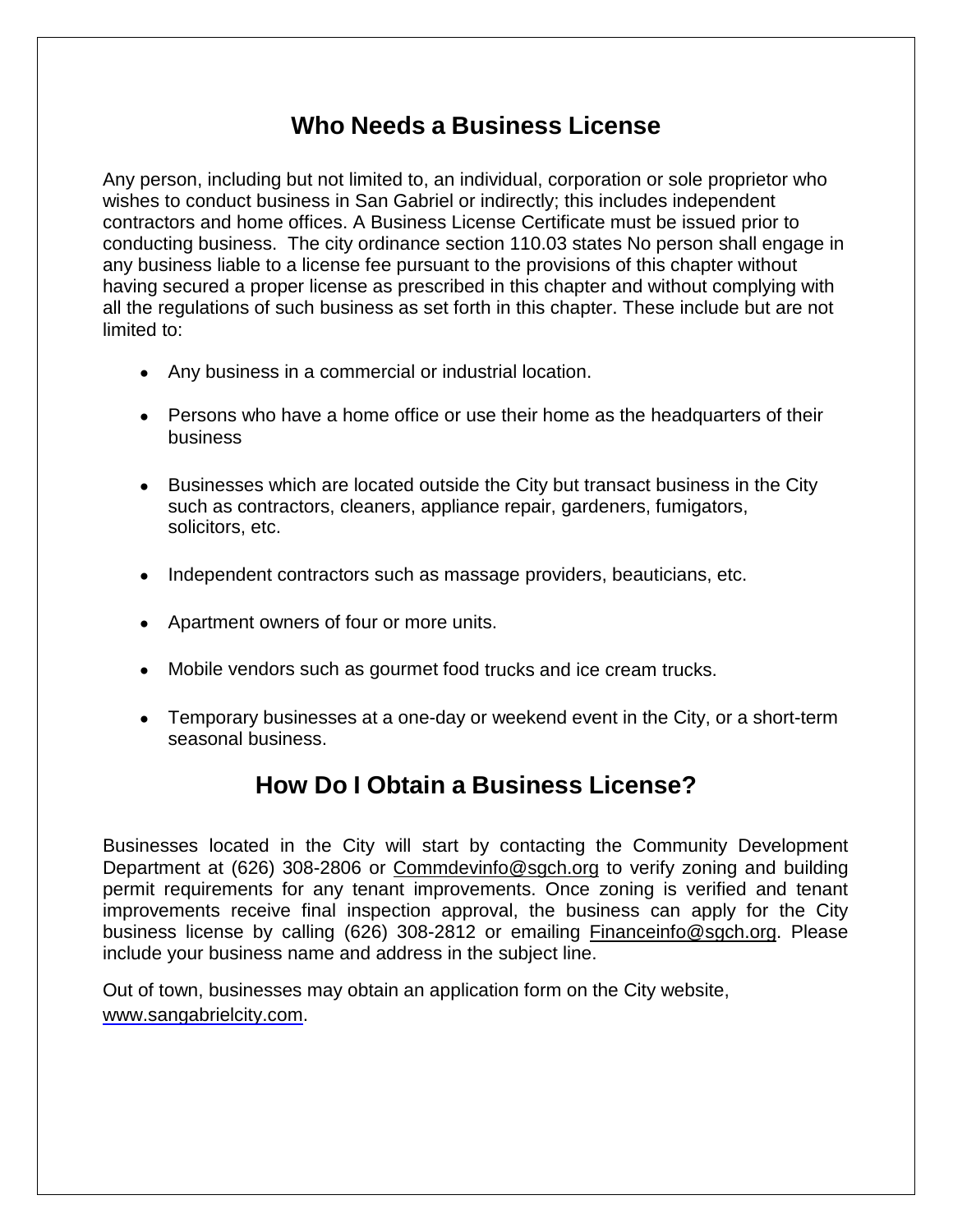## Who Needs a Business License

Any person, including but not limited to, an individual, corporation or sole proprietor who wishes to conduct business in San Gabriel or indirectly; this includes independent contractors and home offices. A Business License Certificate must be issued prior to conducting business. The city ordinance section 110.03 states No person shall engage in any business liable to a license fee pursuant to the provisions of this chapter without having secured a proper license as prescribed in this chapter and without complying with all the regulations of such business as set forth in this chapter. These include but are not limited to:

- Any business in a commercial or industrial location.
- Persons who have a home office or use their home as the headquarters of their business
- Businesses which are located outside the City but transact business in the City such as contractors, cleaners, appliance repair, gardeners, fumigators, solicitors, etc.
- Independent contractors such as massage providers, beauticians, etc.
- Apartment owners of four or more units.
- Mobile vendors such as gourmet food trucks and ice cream trucks.
- Temporary businesses at a one-day or weekend event in the City, or a short-term seasonal business.

## How Do I Obtain a Business License?

Businesses located in the City will start by contacting the Community Development Department at (626) 308-2806 or Commdevinfo@sgch.org to verify zoning and building permit requirements for any tenant improvements. Once zoning is verified and tenant improvements receive final inspection approval, the business can apply for the City business license by calling (626) 308-2812 or emailing Financeinfo@sgch.org. Please include your business name and address in the subject line.

Out of town, businesses may obtain an application form on the City website, www.sangabrielcity.com.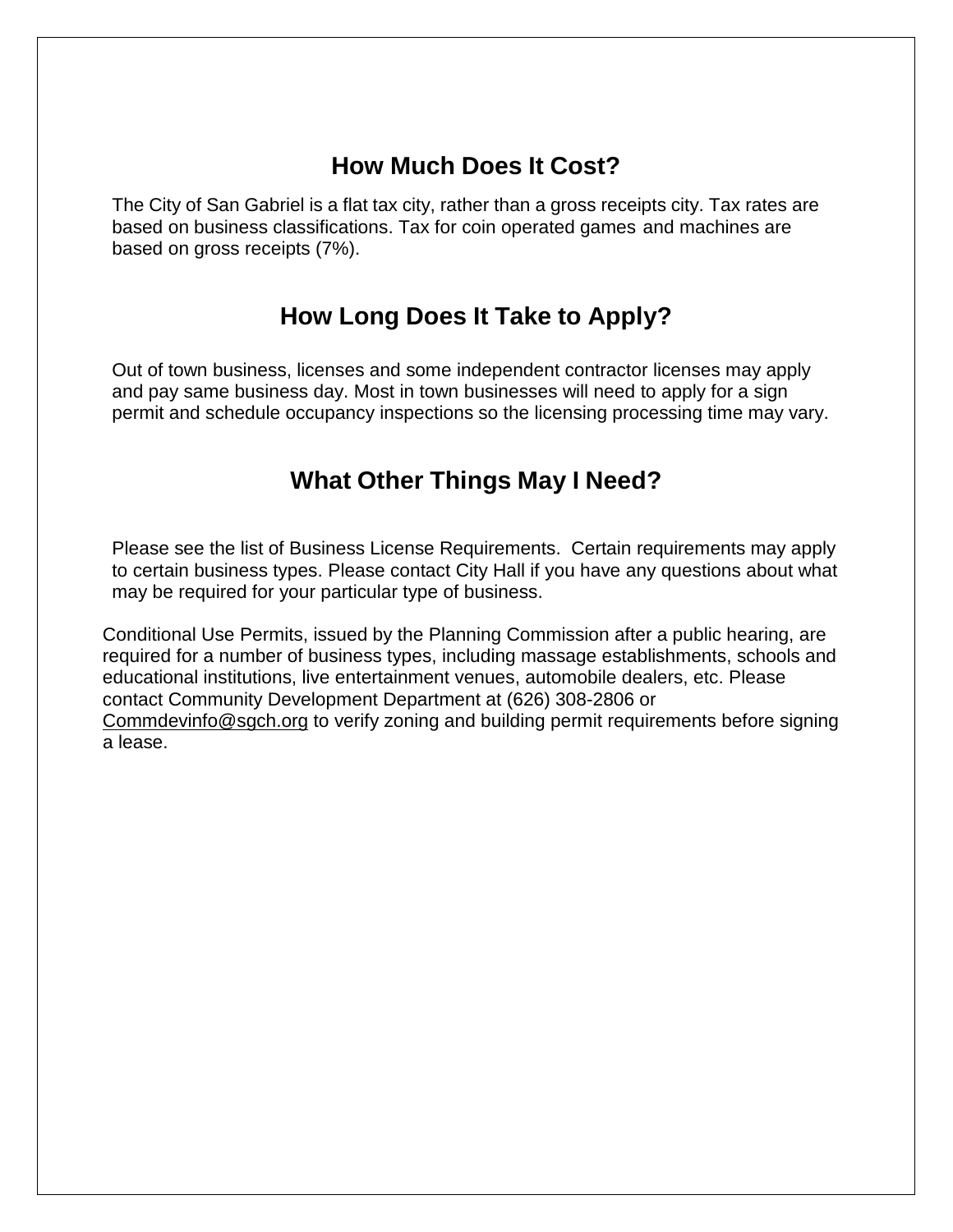## How Much Does It Cost?

The City of San Gabriel is a flat tax city, rather than a gross receipts city. Tax rates are based on business classifications. Tax for coin operated games and machines are based on gross receipts (7%).

## How Long Does It Take to Apply?

Out of town business, licenses and some independent contractor licenses may apply and pay same business day. Most in town businesses will need to apply for a sign permit and schedule occupancy inspections so the licensing processing time may vary.

## What Other Things May I Need?

Please see the list of Business License Requirements. Certain requirements may apply to certain business types. Please contact City Hall if you have any questions about what may be required for your particular type of business.

Conditional Use Permits, issued by the Planning Commission after a public hearing, are required for a number of business types, including massage establishments, schools and educational institutions, live entertainment venues, automobile dealers, etc. Please contact Community Development Department at (626) 308-2806 or Commdevinfo@sgch.org to verify zoning and building permit requirements before signing a lease.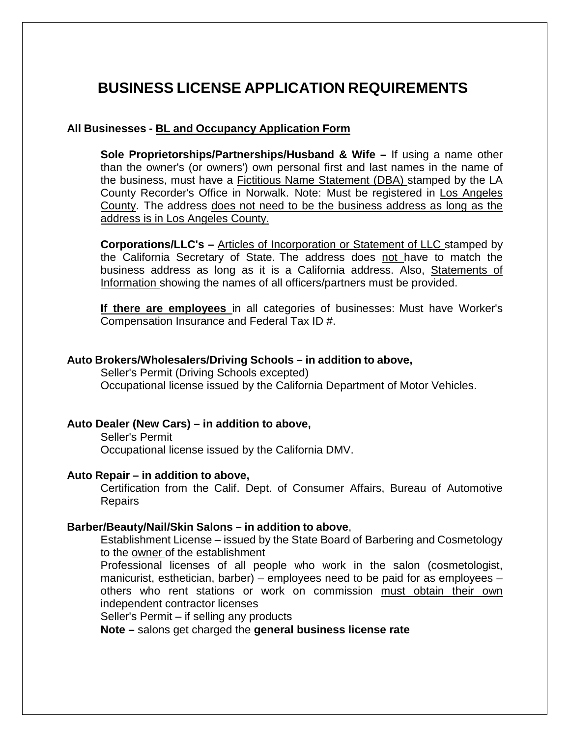# BUSINESS LICENSE APPLICATION REQUIREMENTS

**All Businesses - BL and Occupancy Application Form**

**Sole Proprietorships/Partnerships/Husband & Wife –** If using a name other than the owner's (or owners') own personal first and last names in the name of the business, must have a Fictitious Name Statement (DBA) stamped by the LA County Recorder's Office in Norwalk. Note: Must be registered in Los Angeles County. The address does not need to be the business address as long as the address is in Los Angeles County.

**Corporations/LLC's –** Articles of Incorporation or Statement of LLC stamped by the California Secretary of State. The address does not have to match the business address as long as it is a California address. Also, Statements of Information showing the names of all officers/partners must be provided.

**If there are employees** in all categories of businesses: Must have Worker's Compensation Insurance and Federal Tax ID #.

**Auto Brokers/Wholesalers/Driving Schools – in addition to above,**

Seller's Permit (Driving Schools excepted)
Occupational license issued by the California Department of Motor Vehicles.

**Auto Dealer (New Cars) – in addition to above,**

Seller's Permit
Occupational license issued by the California DMV.

**Auto Repair – in addition to above,**

Certification from the Calif. Dept. of Consumer Affairs, Bureau of Automotive Repairs

**Barber/Beauty/Nail/Skin Salons – in addition to above**,

Establishment License – issued by the State Board of Barbering and Cosmetology to the owner of the establishment
Professional licenses of all people who work in the salon (cosmetologist, manicurist, esthetician, barber) – employees need to be paid for as employees – others who rent stations or work on commission must obtain their own independent contractor licenses
Seller's Permit – if selling any products
**Note –** salons get charged the **general business license rate**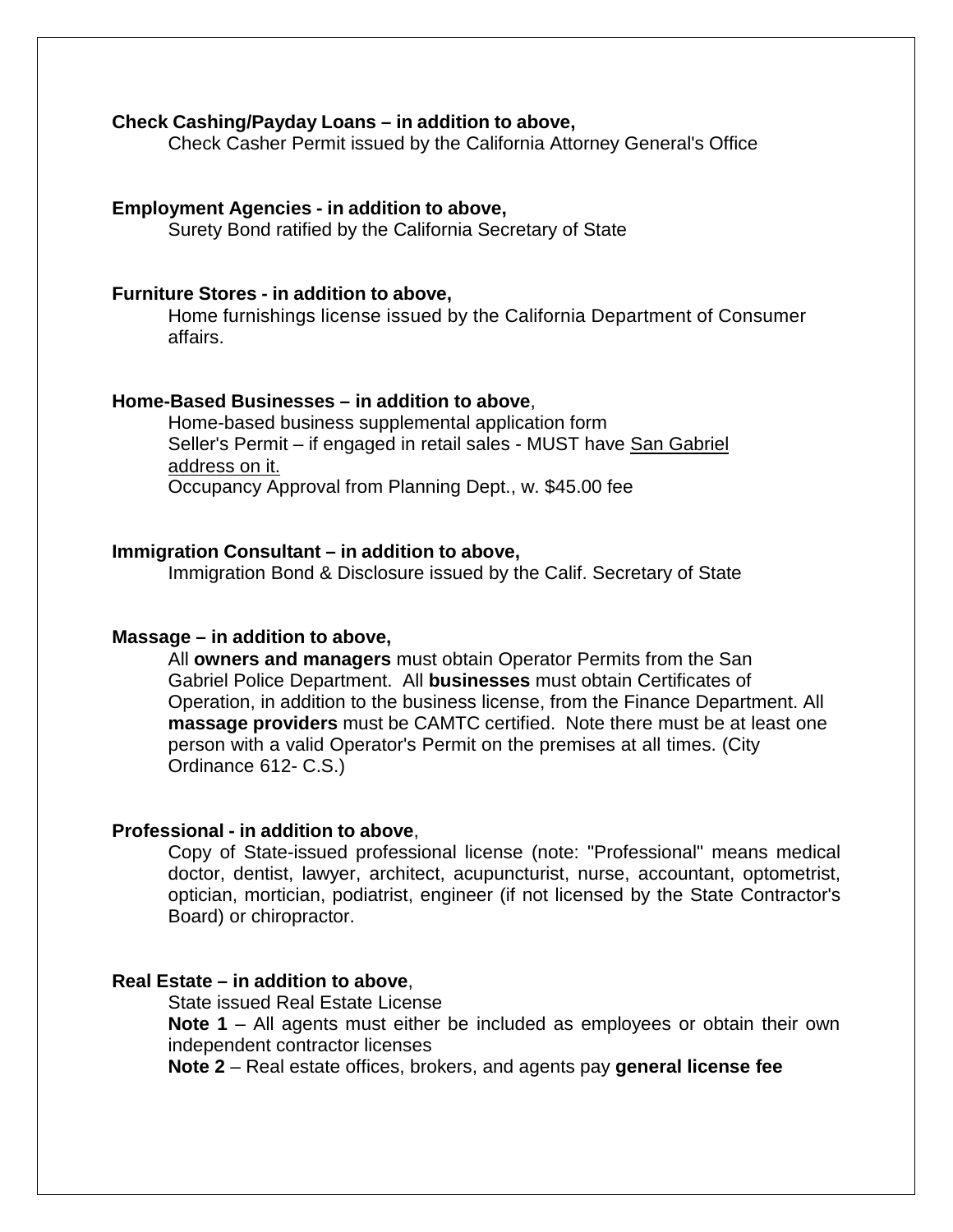**Check Cashing/Payday Loans – in addition to above,**

Check Casher Permit issued by the California Attorney General's Office

**Employment Agencies - in addition to above,**

Surety Bond ratified by the California Secretary of State

**Furniture Stores - in addition to above,**

Home furnishings license issued by the California Department of Consumer affairs.

**Home-Based Businesses – in addition to above**,

Home-based business supplemental application form
Seller's Permit – if engaged in retail sales - MUST have San Gabriel address on it.
Occupancy Approval from Planning Dept., w. $45.00 fee

**Immigration Consultant – in addition to above,**

Immigration Bond & Disclosure issued by the Calif. Secretary of State

**Massage – in addition to above,**

All **owners and managers** must obtain Operator Permits from the San Gabriel Police Department. All **businesses** must obtain Certificates of Operation, in addition to the business license, from the Finance Department. All **massage providers** must be CAMTC certified. Note there must be at least one person with a valid Operator's Permit on the premises at all times. (City Ordinance 612- C.S.)

**Professional - in addition to above**,

Copy of State-issued professional license (note: "Professional" means medical doctor, dentist, lawyer, architect, acupuncturist, nurse, accountant, optometrist, optician, mortician, podiatrist, engineer (if not licensed by the State Contractor's Board) or chiropractor.

**Real Estate – in addition to above**,

State issued Real Estate License
**Note 1** – All agents must either be included as employees or obtain their own independent contractor licenses
**Note 2** – Real estate offices, brokers, and agents pay **general license fee**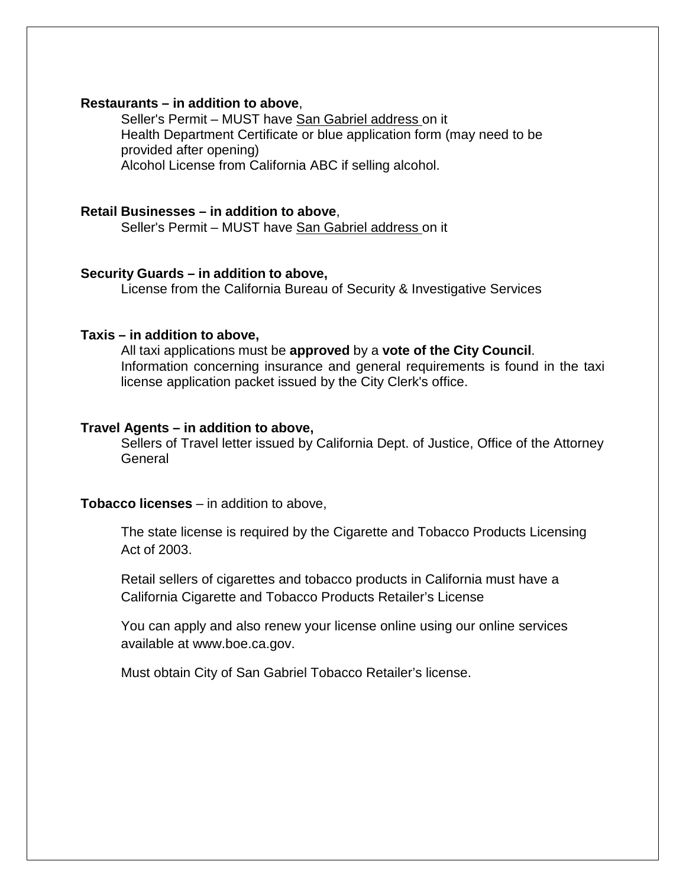**Restaurants – in addition to above**,

Seller's Permit – MUST have San Gabriel address on it
Health Department Certificate or blue application form (may need to be provided after opening)
Alcohol License from California ABC if selling alcohol.

**Retail Businesses – in addition to above**,

Seller's Permit – MUST have San Gabriel address on it

**Security Guards – in addition to above,**

License from the California Bureau of Security & Investigative Services

**Taxis – in addition to above,**

All taxi applications must be **approved** by a **vote of the City Council**.
Information concerning insurance and general requirements is found in the taxi license application packet issued by the City Clerk's office.

**Travel Agents – in addition to above,**

Sellers of Travel letter issued by California Dept. of Justice, Office of the Attorney General

**Tobacco licenses** – in addition to above,

The state license is required by the Cigarette and Tobacco Products Licensing Act of 2003.

Retail sellers of cigarettes and tobacco products in California must have a California Cigarette and Tobacco Products Retailer's License

You can apply and also renew your license online using our online services available at www.boe.ca.gov.

Must obtain City of San Gabriel Tobacco Retailer's license.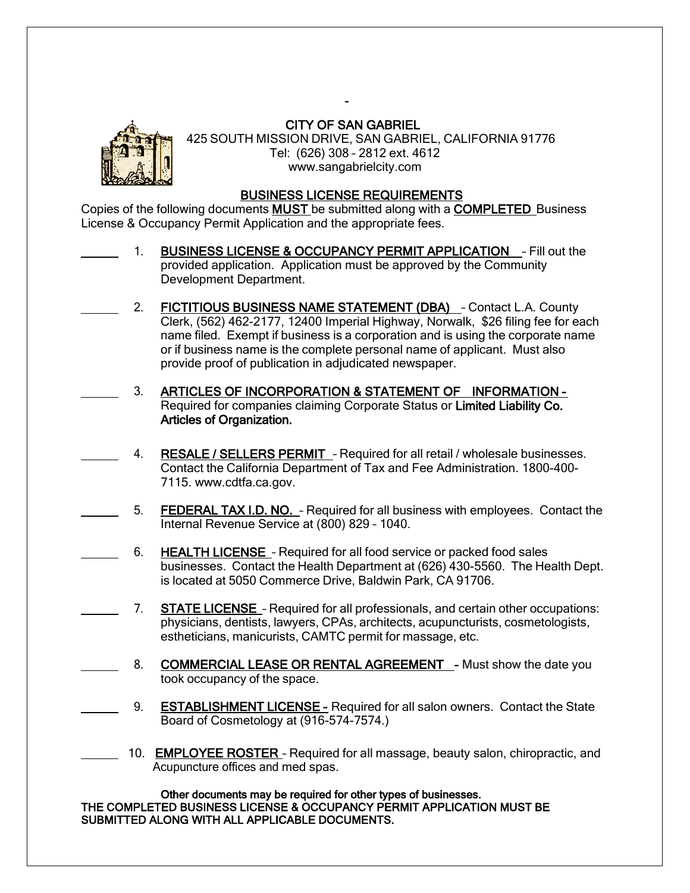# CITY OF SAN GABRIEL

425 SOUTH MISSION DRIVE, SAN GABRIEL, CALIFORNIA 91776
Tel: (626) 308 – 2812 ext. 4612
www.sangabrielcity.com

## BUSINESS LICENSE REQUIREMENTS

Copies of the following documents **MUST** be submitted along with a **COMPLETED** Business License & Occupancy Permit Application and the appropriate fees.

_____ 1. **BUSINESS LICENSE & OCCUPANCY PERMIT APPLICATION** – Fill out the provided application. Application must be approved by the Community Development Department.

_____ 2. **FICTITIOUS BUSINESS NAME STATEMENT (DBA)** – Contact L.A. County Clerk, (562) 462-2177, 12400 Imperial Highway, Norwalk, $26 filing fee for each name filed. Exempt if business is a corporation and is using the corporate name or if business name is the complete personal name of applicant. Must also provide proof of publication in adjudicated newspaper.

_____ 3. **ARTICLES OF INCORPORATION & STATEMENT OF INFORMATION** – Required for companies claiming Corporate Status or **Limited Liability Co. Articles of Organization.**

_____ 4. **RESALE / SELLERS PERMIT** – Required for all retail / wholesale businesses. Contact the California Department of Tax and Fee Administration. 1800-400-7115. www.cdtfa.ca.gov.

_____ 5. **FEDERAL TAX I.D. NO.** – Required for all business with employees. Contact the Internal Revenue Service at (800) 829 – 1040.

_____ 6. **HEALTH LICENSE** – Required for all food service or packed food sales businesses. Contact the Health Department at (626) 430-5560. The Health Dept. is located at 5050 Commerce Drive, Baldwin Park, CA 91706.

_____ 7. **STATE LICENSE** – Required for all professionals, and certain other occupations: physicians, dentists, lawyers, CPAs, architects, acupuncturists, cosmetologists, estheticians, manicurists, CAMTC permit for massage, etc.

_____ 8. **COMMERCIAL LEASE OR RENTAL AGREEMENT** - Must show the date you took occupancy of the space.

_____ 9. **ESTABLISHMENT LICENSE** – Required for all salon owners. Contact the State Board of Cosmetology at (916-574-7574.)

_____ 10. **EMPLOYEE ROSTER** – Required for all massage, beauty salon, chiropractic, and Acupuncture offices and med spas.

**Other documents may be required for other types of businesses.**
**THE COMPLETED BUSINESS LICENSE & OCCUPANCY PERMIT APPLICATION MUST BE SUBMITTED ALONG WITH ALL APPLICABLE DOCUMENTS.**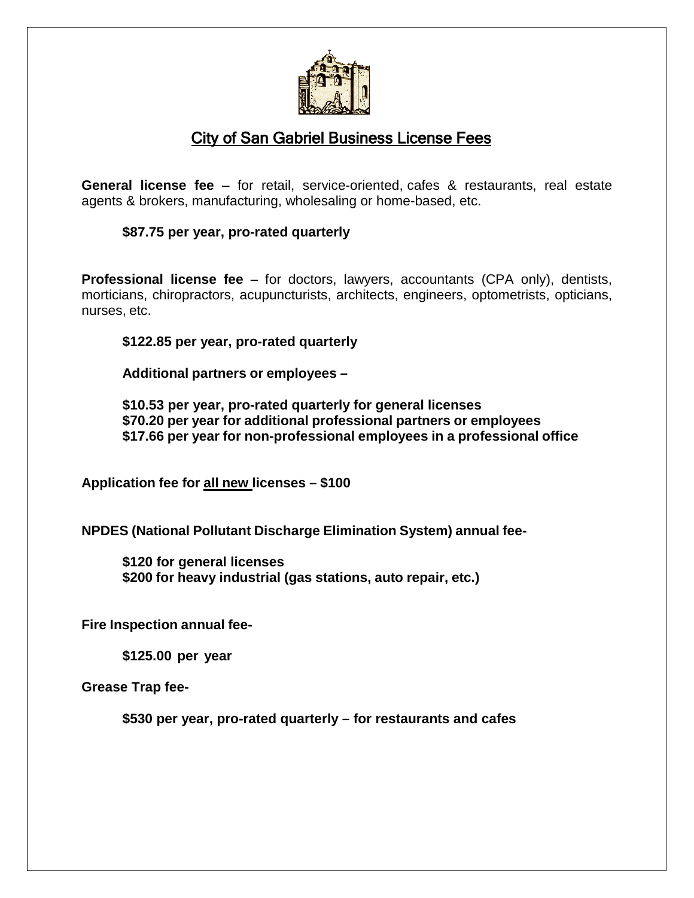# City of San Gabriel Business License Fees

**General license fee** – for retail, service-oriented, cafes & restaurants, real estate agents & brokers, manufacturing, wholesaling or home-based, etc.

**$87.75 per year, pro-rated quarterly**

**Professional license fee** – for doctors, lawyers, accountants (CPA only), dentists, morticians, chiropractors, acupuncturists, architects, engineers, optometrists, opticians, nurses, etc.

**$122.85 per year, pro-rated quarterly**

**Additional partners or employees –**

**$10.53 per year, pro-rated quarterly for general licenses**
**$70.20 per year for additional professional partners or employees**
**$17.66 per year for non-professional employees in a professional office**

**Application fee for <u>all new</u> licenses – $100**

**NPDES (National Pollutant Discharge Elimination System) annual fee-**

**$120 for general licenses**
**$200 for heavy industrial (gas stations, auto repair, etc.)**

**Fire Inspection annual fee-**

**$125.00 per year**

**Grease Trap fee-**

**$530 per year, pro-rated quarterly – for restaurants and cafes**